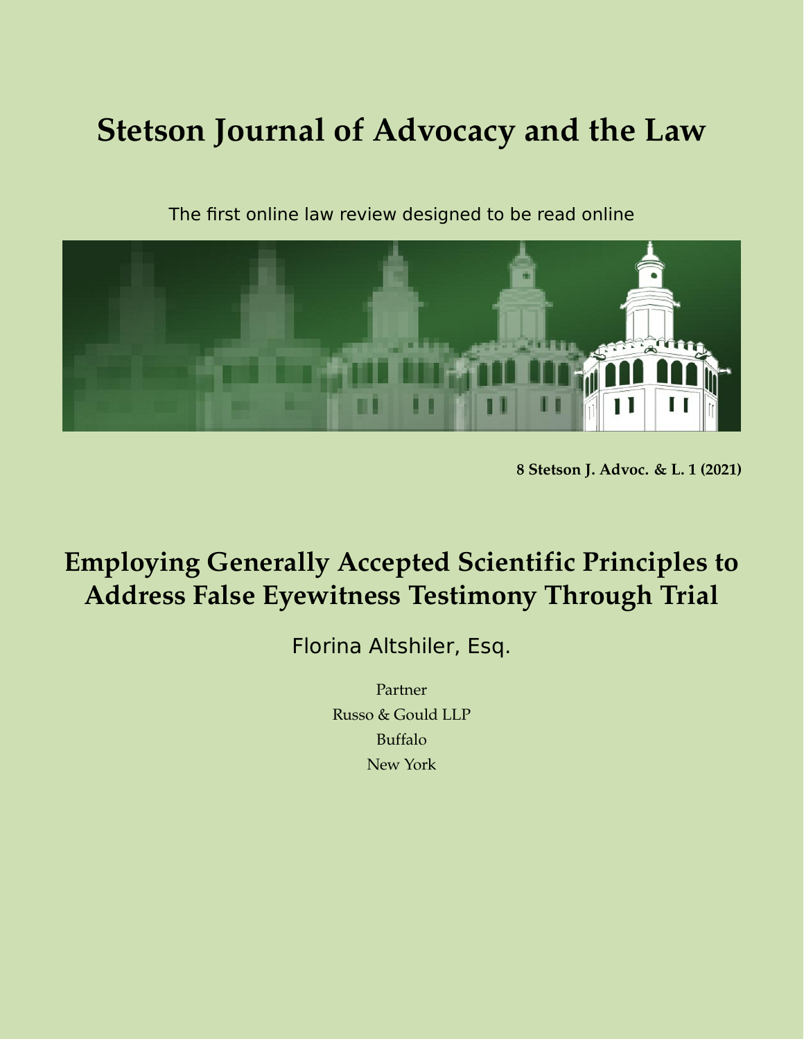# Stetson Journal of Advocacy and the Law

The first online law review designed to be read online

**8 Stetson J. Advoc. & L. 1 (2021)**

## Employing Generally Accepted Scientific Principles to Address False Eyewitness Testimony Through Trial

Florina Altshiler, Esq.

Partner

Russo & Gould LLP

Buffalo

New York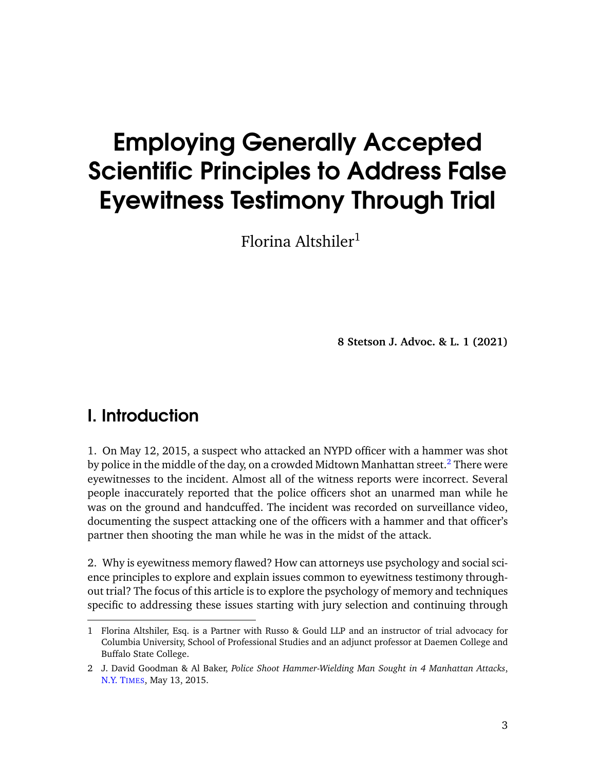# Employing Generally Accepted Scientific Principles to Address False Eyewitness Testimony Through Trial

Florina Altshiler[1]

**8 Stetson J. Advoc. & L. 1 (2021)**

## I. Introduction

1. On May 12, 2015, a suspect who attacked an NYPD officer with a hammer was shot by police in the middle of the day, on a crowded Midtown Manhattan street.[2] There were eyewitnesses to the incident. Almost all of the witness reports were incorrect. Several people inaccurately reported that the police officers shot an unarmed man while he was on the ground and handcuffed. The incident was recorded on surveillance video, documenting the suspect attacking one of the officers with a hammer and that officer's partner then shooting the man while he was in the midst of the attack.

2. Why is eyewitness memory flawed? How can attorneys use psychology and social science principles to explore and explain issues common to eyewitness testimony throughout trial? The focus of this article is to explore the psychology of memory and techniques specific to addressing these issues starting with jury selection and continuing through

---

1 Florina Altshiler, Esq. is a Partner with Russo & Gould LLP and an instructor of trial advocacy for Columbia University, School of Professional Studies and an adjunct professor at Daemen College and Buffalo State College.

2 J. David Goodman & Al Baker, *Police Shoot Hammer-Wielding Man Sought in 4 Manhattan Attacks*, N.Y. TIMES, May 13, 2015.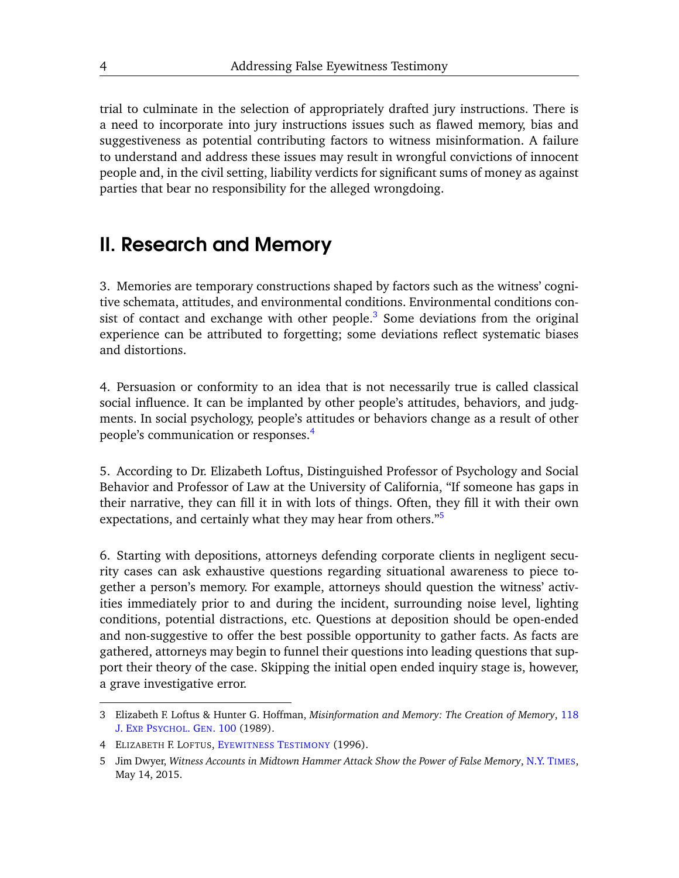trial to culminate in the selection of appropriately drafted jury instructions. There is a need to incorporate into jury instructions issues such as flawed memory, bias and suggestiveness as potential contributing factors to witness misinformation. A failure to understand and address these issues may result in wrongful convictions of innocent people and, in the civil setting, liability verdicts for significant sums of money as against parties that bear no responsibility for the alleged wrongdoing.

## II. Research and Memory

3. Memories are temporary constructions shaped by factors such as the witness' cognitive schemata, attitudes, and environmental conditions. Environmental conditions consist of contact and exchange with other people.[3] Some deviations from the original experience can be attributed to forgetting; some deviations reflect systematic biases and distortions.

4. Persuasion or conformity to an idea that is not necessarily true is called classical social influence. It can be implanted by other people's attitudes, behaviors, and judgments. In social psychology, people's attitudes or behaviors change as a result of other people's communication or responses.[4]

5. According to Dr. Elizabeth Loftus, Distinguished Professor of Psychology and Social Behavior and Professor of Law at the University of California, "If someone has gaps in their narrative, they can fill it in with lots of things. Often, they fill it with their own expectations, and certainly what they may hear from others."[5]

6. Starting with depositions, attorneys defending corporate clients in negligent security cases can ask exhaustive questions regarding situational awareness to piece together a person's memory. For example, attorneys should question the witness' activities immediately prior to and during the incident, surrounding noise level, lighting conditions, potential distractions, etc. Questions at deposition should be open-ended and non-suggestive to offer the best possible opportunity to gather facts. As facts are gathered, attorneys may begin to funnel their questions into leading questions that support their theory of the case. Skipping the initial open ended inquiry stage is, however, a grave investigative error.

---

3 Elizabeth F. Loftus & Hunter G. Hoffman, *Misinformation and Memory: The Creation of Memory*, 118 J. EXP. PSYCHOL. GEN. 100 (1989).

4 ELIZABETH F. LOFTUS, EYEWITNESS TESTIMONY (1996).

5 Jim Dwyer, *Witness Accounts in Midtown Hammer Attack Show the Power of False Memory*, N.Y. TIMES, May 14, 2015.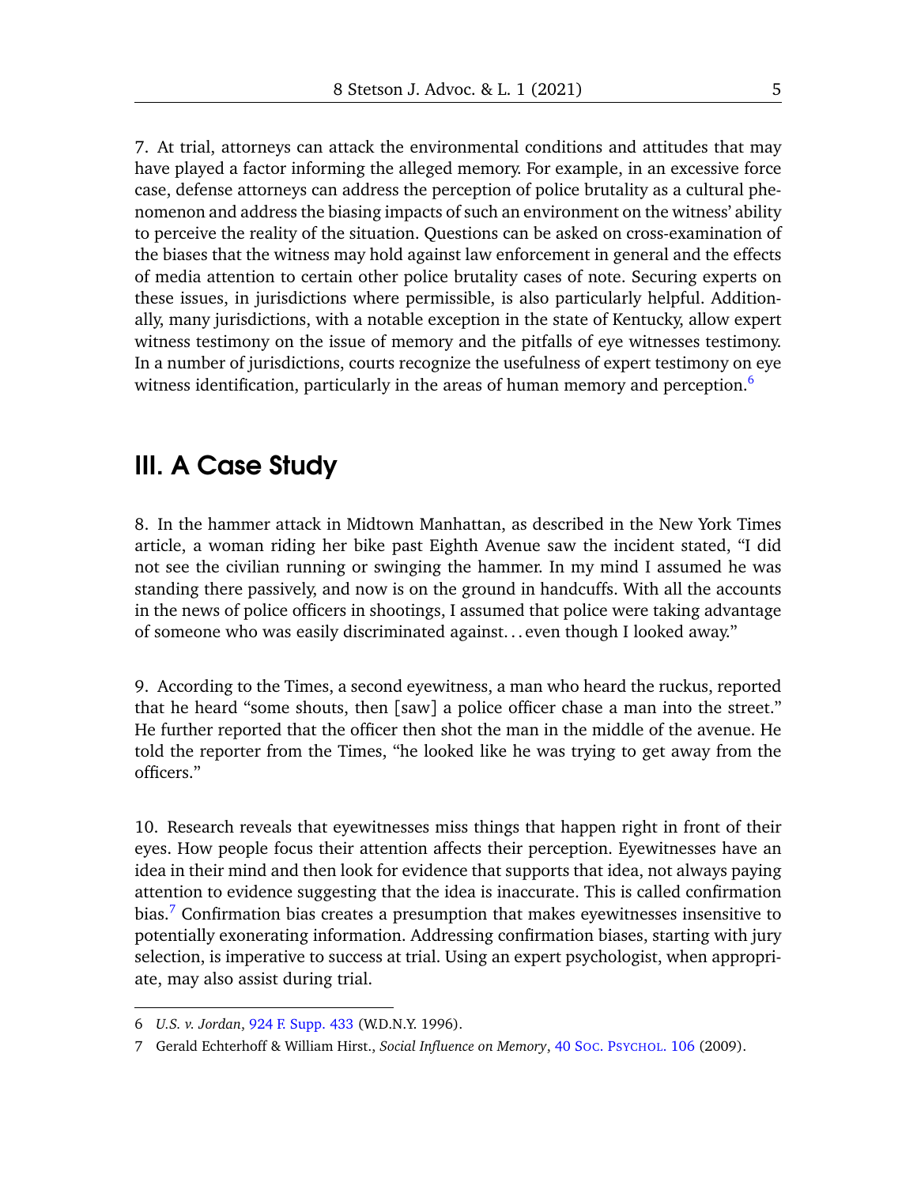7. At trial, attorneys can attack the environmental conditions and attitudes that may have played a factor informing the alleged memory. For example, in an excessive force case, defense attorneys can address the perception of police brutality as a cultural phenomenon and address the biasing impacts of such an environment on the witness' ability to perceive the reality of the situation. Questions can be asked on cross-examination of the biases that the witness may hold against law enforcement in general and the effects of media attention to certain other police brutality cases of note. Securing experts on these issues, in jurisdictions where permissible, is also particularly helpful. Additionally, many jurisdictions, with a notable exception in the state of Kentucky, allow expert witness testimony on the issue of memory and the pitfalls of eye witnesses testimony. In a number of jurisdictions, courts recognize the usefulness of expert testimony on eye witness identification, particularly in the areas of human memory and perception.[6]

## III. A Case Study

8. In the hammer attack in Midtown Manhattan, as described in the New York Times article, a woman riding her bike past Eighth Avenue saw the incident stated, "I did not see the civilian running or swinging the hammer. In my mind I assumed he was standing there passively, and now is on the ground in handcuffs. With all the accounts in the news of police officers in shootings, I assumed that police were taking advantage of someone who was easily discriminated against. . . even though I looked away."

9. According to the Times, a second eyewitness, a man who heard the ruckus, reported that he heard "some shouts, then [saw] a police officer chase a man into the street." He further reported that the officer then shot the man in the middle of the avenue. He told the reporter from the Times, "he looked like he was trying to get away from the officers."

10. Research reveals that eyewitnesses miss things that happen right in front of their eyes. How people focus their attention affects their perception. Eyewitnesses have an idea in their mind and then look for evidence that supports that idea, not always paying attention to evidence suggesting that the idea is inaccurate. This is called confirmation bias.[7] Confirmation bias creates a presumption that makes eyewitnesses insensitive to potentially exonerating information. Addressing confirmation biases, starting with jury selection, is imperative to success at trial. Using an expert psychologist, when appropriate, may also assist during trial.

---

6 *U.S. v. Jordan*, 924 F. Supp. 433 (W.D.N.Y. 1996).

7 Gerald Echterhoff & William Hirst., *Social Influence on Memory*, 40 Soc. Psychol. 106 (2009).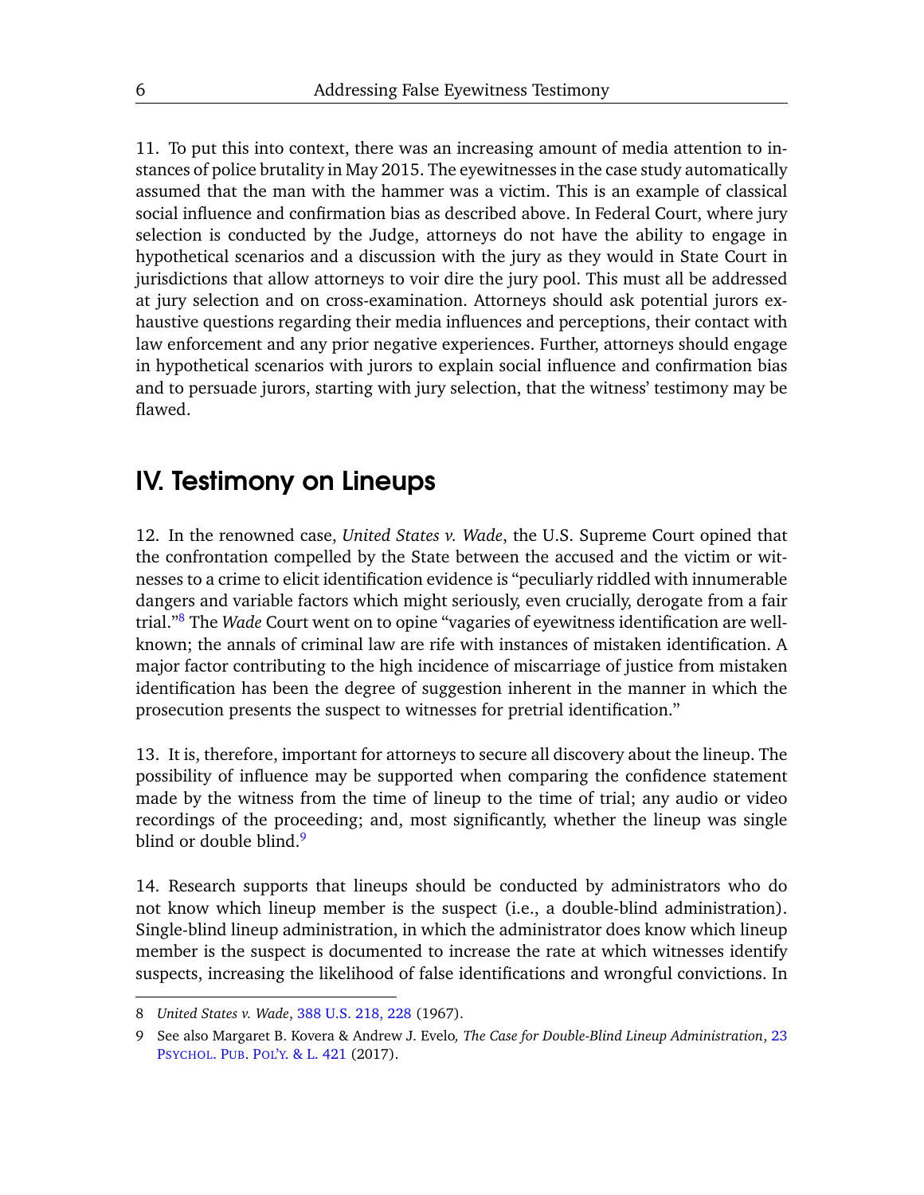11. To put this into context, there was an increasing amount of media attention to instances of police brutality in May 2015. The eyewitnesses in the case study automatically assumed that the man with the hammer was a victim. This is an example of classical social influence and confirmation bias as described above. In Federal Court, where jury selection is conducted by the Judge, attorneys do not have the ability to engage in hypothetical scenarios and a discussion with the jury as they would in State Court in jurisdictions that allow attorneys to voir dire the jury pool. This must all be addressed at jury selection and on cross-examination. Attorneys should ask potential jurors exhaustive questions regarding their media influences and perceptions, their contact with law enforcement and any prior negative experiences. Further, attorneys should engage in hypothetical scenarios with jurors to explain social influence and confirmation bias and to persuade jurors, starting with jury selection, that the witness' testimony may be flawed.

## IV. Testimony on Lineups

12. In the renowned case, *United States v. Wade*, the U.S. Supreme Court opined that the confrontation compelled by the State between the accused and the victim or witnesses to a crime to elicit identification evidence is "peculiarly riddled with innumerable dangers and variable factors which might seriously, even crucially, derogate from a fair trial."[8] The *Wade* Court went on to opine "vagaries of eyewitness identification are well-known; the annals of criminal law are rife with instances of mistaken identification. A major factor contributing to the high incidence of miscarriage of justice from mistaken identification has been the degree of suggestion inherent in the manner in which the prosecution presents the suspect to witnesses for pretrial identification."

13. It is, therefore, important for attorneys to secure all discovery about the lineup. The possibility of influence may be supported when comparing the confidence statement made by the witness from the time of lineup to the time of trial; any audio or video recordings of the proceeding; and, most significantly, whether the lineup was single blind or double blind.[9]

14. Research supports that lineups should be conducted by administrators who do not know which lineup member is the suspect (i.e., a double-blind administration). Single-blind lineup administration, in which the administrator does know which lineup member is the suspect is documented to increase the rate at which witnesses identify suspects, increasing the likelihood of false identifications and wrongful convictions. In

---

8 *United States v. Wade*, 388 U.S. 218, 228 (1967).

9 See also Margaret B. Kovera & Andrew J. Evelo*, The Case for Double-Blind Lineup Administration*, 23 Psychol. Pub. Pol'y. & L. 421 (2017).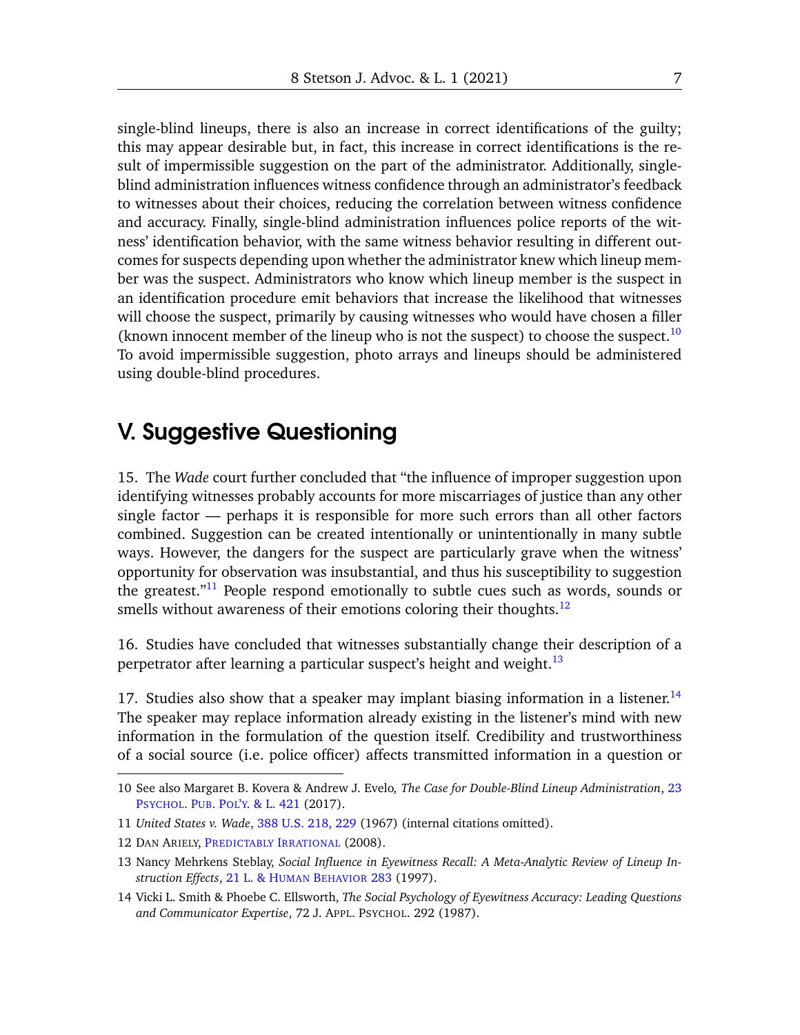single-blind lineups, there is also an increase in correct identifications of the guilty; this may appear desirable but, in fact, this increase in correct identifications is the result of impermissible suggestion on the part of the administrator. Additionally, single-blind administration influences witness confidence through an administrator's feedback to witnesses about their choices, reducing the correlation between witness confidence and accuracy. Finally, single-blind administration influences police reports of the witness' identification behavior, with the same witness behavior resulting in different outcomes for suspects depending upon whether the administrator knew which lineup member was the suspect. Administrators who know which lineup member is the suspect in an identification procedure emit behaviors that increase the likelihood that witnesses will choose the suspect, primarily by causing witnesses who would have chosen a filler (known innocent member of the lineup who is not the suspect) to choose the suspect.[10] To avoid impermissible suggestion, photo arrays and lineups should be administered using double-blind procedures.

## V. Suggestive Questioning

15. The *Wade* court further concluded that "the influence of improper suggestion upon identifying witnesses probably accounts for more miscarriages of justice than any other single factor — perhaps it is responsible for more such errors than all other factors combined. Suggestion can be created intentionally or unintentionally in many subtle ways. However, the dangers for the suspect are particularly grave when the witness' opportunity for observation was insubstantial, and thus his susceptibility to suggestion the greatest."[11] People respond emotionally to subtle cues such as words, sounds or smells without awareness of their emotions coloring their thoughts.[12]

16. Studies have concluded that witnesses substantially change their description of a perpetrator after learning a particular suspect's height and weight.[13]

17. Studies also show that a speaker may implant biasing information in a listener.[14] The speaker may replace information already existing in the listener's mind with new information in the formulation of the question itself. Credibility and trustworthiness of a social source (i.e. police officer) affects transmitted information in a question or

---

10 See also Margaret B. Kovera & Andrew J. Evelo*, The Case for Double-Blind Lineup Administration*, 23 PSYCHOL. PUB. POL'Y. & L. 421 (2017).

11 *United States v. Wade*, 388 U.S. 218, 229 (1967) (internal citations omitted).

12 DAN ARIELY, PREDICTABLY IRRATIONAL (2008).

13 Nancy Mehrkens Steblay, *Social Influence in Eyewitness Recall: A Meta-Analytic Review of Lineup Instruction Effects*, 21 L. & HUMAN BEHAVIOR 283 (1997).

14 Vicki L. Smith & Phoebe C. Ellsworth, *The Social Psychology of Eyewitness Accuracy: Leading Questions and Communicator Expertise*, 72 J. APPL. PSYCHOL. 292 (1987).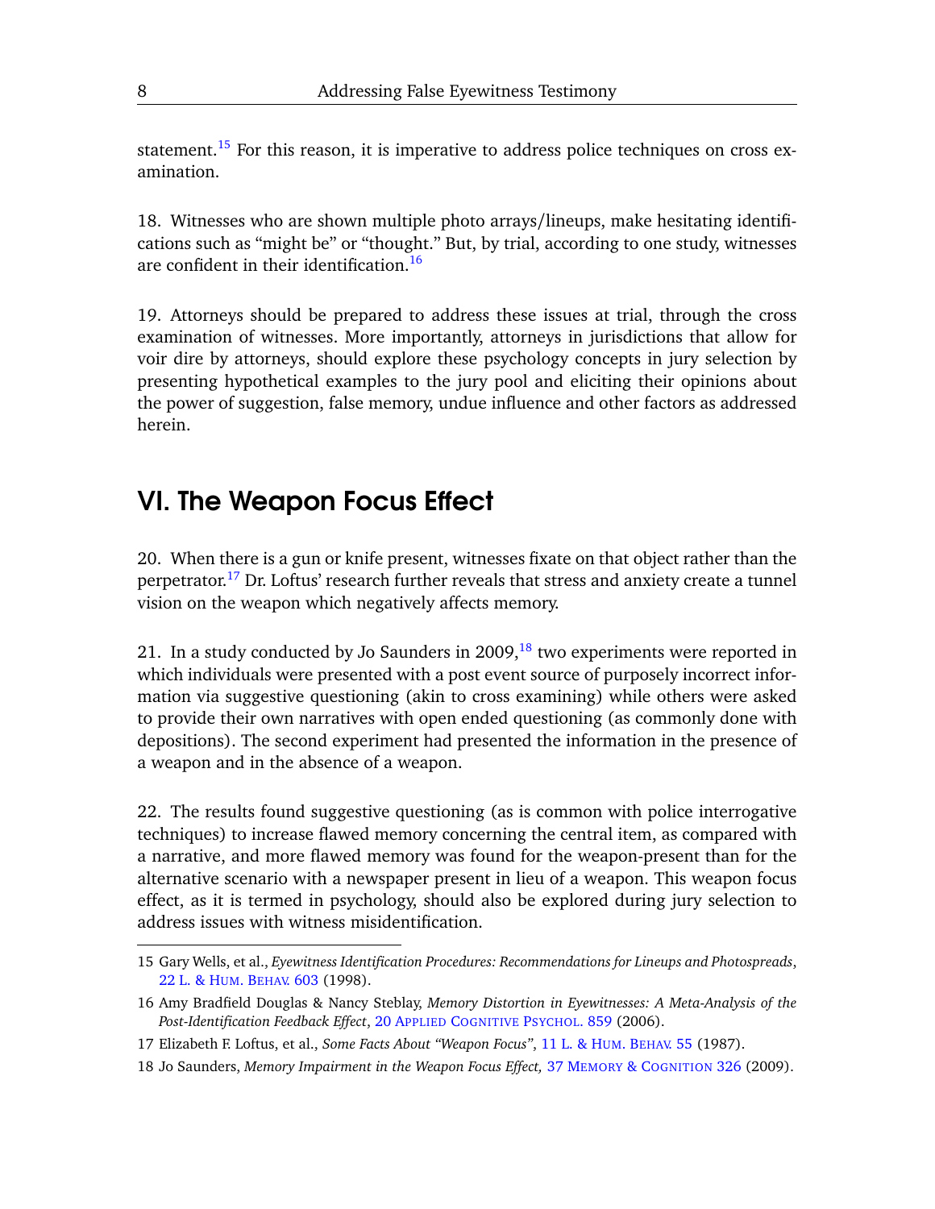statement.[15] For this reason, it is imperative to address police techniques on cross examination.

18. Witnesses who are shown multiple photo arrays/lineups, make hesitating identifications such as "might be" or "thought." But, by trial, according to one study, witnesses are confident in their identification.[16]

19. Attorneys should be prepared to address these issues at trial, through the cross examination of witnesses. More importantly, attorneys in jurisdictions that allow for voir dire by attorneys, should explore these psychology concepts in jury selection by presenting hypothetical examples to the jury pool and eliciting their opinions about the power of suggestion, false memory, undue influence and other factors as addressed herein.

## VI. The Weapon Focus Effect

20. When there is a gun or knife present, witnesses fixate on that object rather than the perpetrator.[17] Dr. Loftus' research further reveals that stress and anxiety create a tunnel vision on the weapon which negatively affects memory.

21. In a study conducted by Jo Saunders in 2009,[18] two experiments were reported in which individuals were presented with a post event source of purposely incorrect information via suggestive questioning (akin to cross examining) while others were asked to provide their own narratives with open ended questioning (as commonly done with depositions). The second experiment had presented the information in the presence of a weapon and in the absence of a weapon.

22. The results found suggestive questioning (as is common with police interrogative techniques) to increase flawed memory concerning the central item, as compared with a narrative, and more flawed memory was found for the weapon-present than for the alternative scenario with a newspaper present in lieu of a weapon. This weapon focus effect, as it is termed in psychology, should also be explored during jury selection to address issues with witness misidentification.

---

15 Gary Wells, et al., *Eyewitness Identification Procedures: Recommendations for Lineups and Photospreads*, 22 L. & Hum. Behav. 603 (1998).

16 Amy Bradfield Douglas & Nancy Steblay, *Memory Distortion in Eyewitnesses: A Meta-Analysis of the Post-Identification Feedback Effect*, 20 Applied Cognitive Psychol. 859 (2006).

17 Elizabeth F. Loftus, et al., *Some Facts About "Weapon Focus"*, 11 L. & Hum. Behav. 55 (1987).

18 Jo Saunders, *Memory Impairment in the Weapon Focus Effect,* 37 Memory & Cognition 326 (2009).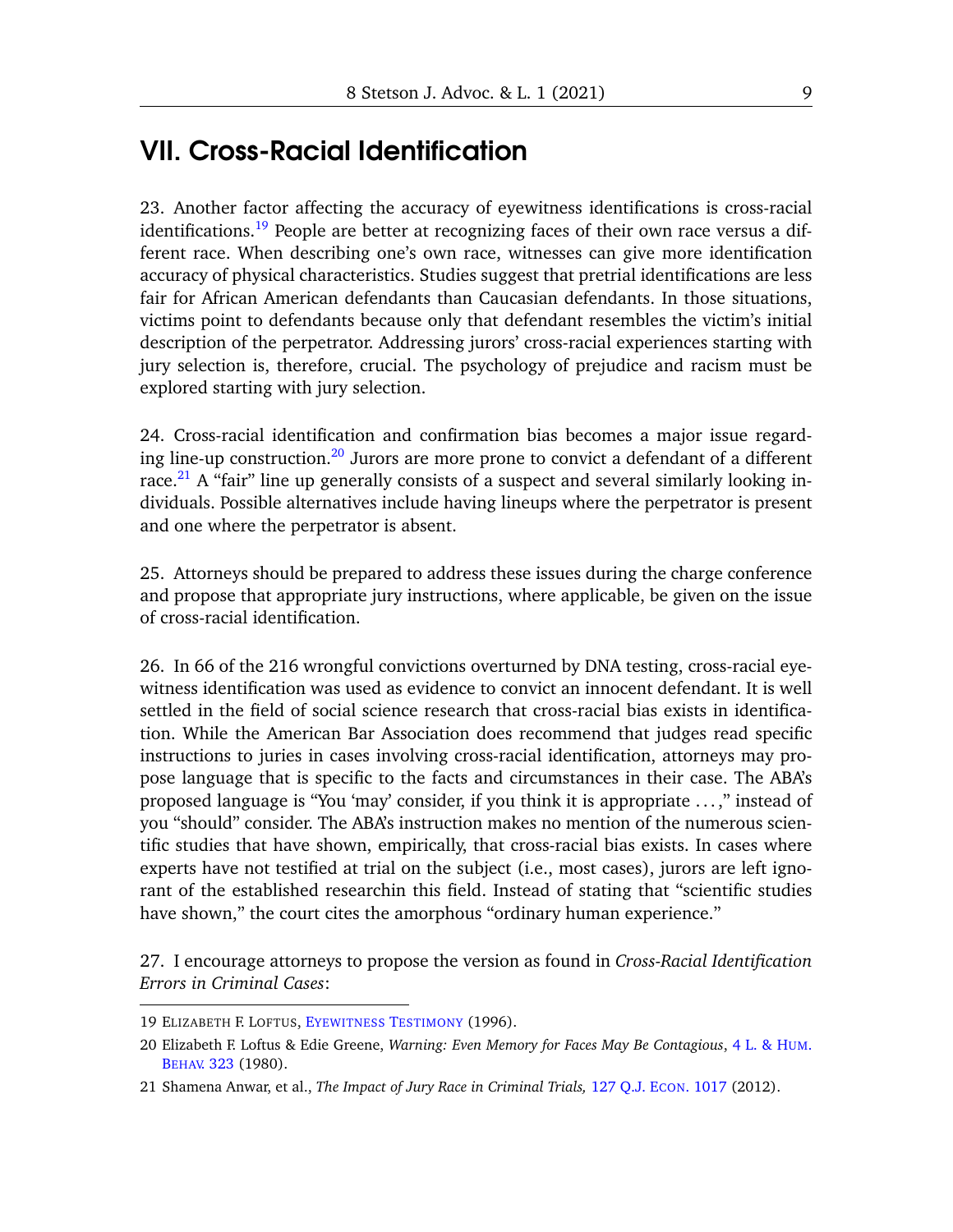## VII. Cross-Racial Identification

23. Another factor affecting the accuracy of eyewitness identifications is cross-racial identifications.[19] People are better at recognizing faces of their own race versus a different race. When describing one's own race, witnesses can give more identification accuracy of physical characteristics. Studies suggest that pretrial identifications are less fair for African American defendants than Caucasian defendants. In those situations, victims point to defendants because only that defendant resembles the victim's initial description of the perpetrator. Addressing jurors' cross-racial experiences starting with jury selection is, therefore, crucial. The psychology of prejudice and racism must be explored starting with jury selection.

24. Cross-racial identification and confirmation bias becomes a major issue regarding line-up construction.[20] Jurors are more prone to convict a defendant of a different race.[21] A "fair" line up generally consists of a suspect and several similarly looking individuals. Possible alternatives include having lineups where the perpetrator is present and one where the perpetrator is absent.

25. Attorneys should be prepared to address these issues during the charge conference and propose that appropriate jury instructions, where applicable, be given on the issue of cross-racial identification.

26. In 66 of the 216 wrongful convictions overturned by DNA testing, cross-racial eyewitness identification was used as evidence to convict an innocent defendant. It is well settled in the field of social science research that cross-racial bias exists in identification. While the American Bar Association does recommend that judges read specific instructions to juries in cases involving cross-racial identification, attorneys may propose language that is specific to the facts and circumstances in their case. The ABA's proposed language is "You 'may' consider, if you think it is appropriate . . . ," instead of you "should" consider. The ABA's instruction makes no mention of the numerous scientific studies that have shown, empirically, that cross-racial bias exists. In cases where experts have not testified at trial on the subject (i.e., most cases), jurors are left ignorant of the established researchin this field. Instead of stating that "scientific studies have shown," the court cites the amorphous "ordinary human experience."

27. I encourage attorneys to propose the version as found in *Cross-Racial Identification Errors in Criminal Cases*:

---

19 Elizabeth F. Loftus, Eyewitness Testimony (1996).

20 Elizabeth F. Loftus & Edie Greene, *Warning: Even Memory for Faces May Be Contagious*, 4 L. & Hum. Behav. 323 (1980).

21 Shamena Anwar, et al., *The Impact of Jury Race in Criminal Trials,* 127 Q.J. Econ. 1017 (2012).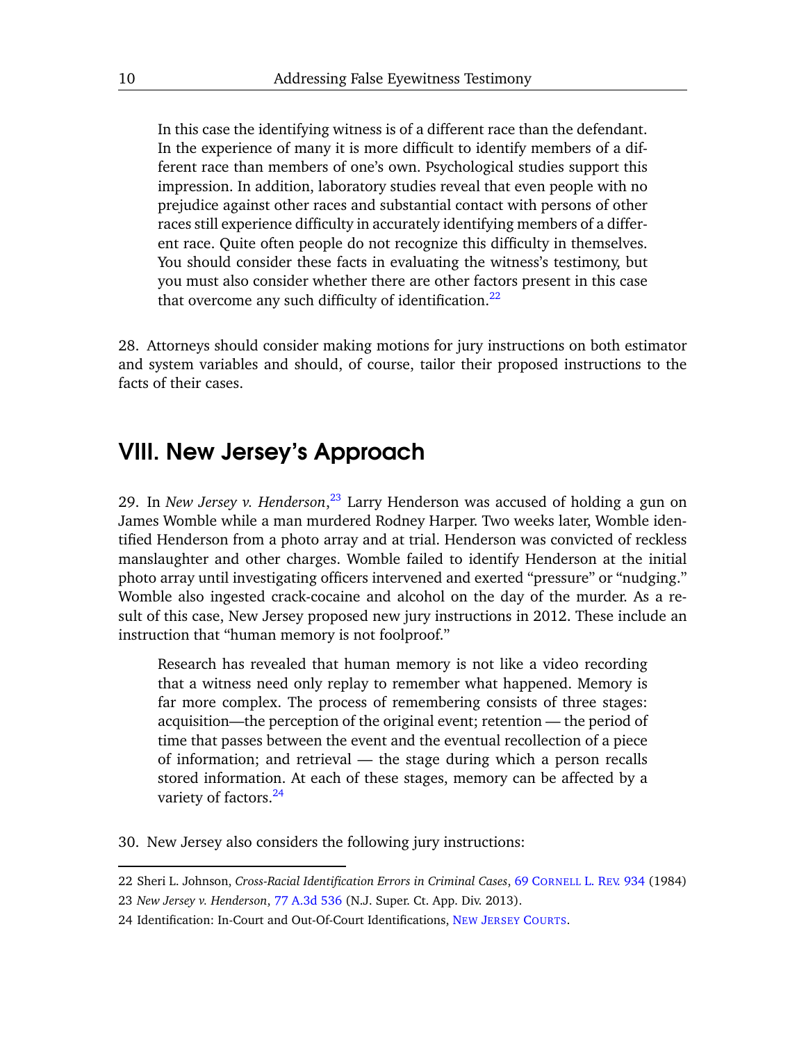> In this case the identifying witness is of a different race than the defendant. In the experience of many it is more difficult to identify members of a different race than members of one's own. Psychological studies support this impression. In addition, laboratory studies reveal that even people with no prejudice against other races and substantial contact with persons of other races still experience difficulty in accurately identifying members of a different race. Quite often people do not recognize this difficulty in themselves. You should consider these facts in evaluating the witness's testimony, but you must also consider whether there are other factors present in this case that overcome any such difficulty of identification.[22]

28. Attorneys should consider making motions for jury instructions on both estimator and system variables and should, of course, tailor their proposed instructions to the facts of their cases.

## VIII. New Jersey's Approach

29. In *New Jersey v. Henderson*,[23] Larry Henderson was accused of holding a gun on James Womble while a man murdered Rodney Harper. Two weeks later, Womble identified Henderson from a photo array and at trial. Henderson was convicted of reckless manslaughter and other charges. Womble failed to identify Henderson at the initial photo array until investigating officers intervened and exerted "pressure" or "nudging." Womble also ingested crack-cocaine and alcohol on the day of the murder. As a result of this case, New Jersey proposed new jury instructions in 2012. These include an instruction that "human memory is not foolproof."

> Research has revealed that human memory is not like a video recording that a witness need only replay to remember what happened. Memory is far more complex. The process of remembering consists of three stages: acquisition—the perception of the original event; retention — the period of time that passes between the event and the eventual recollection of a piece of information; and retrieval — the stage during which a person recalls stored information. At each of these stages, memory can be affected by a variety of factors.[24]

30. New Jersey also considers the following jury instructions:

---

22 Sheri L. Johnson, *Cross-Racial Identification Errors in Criminal Cases*, 69 Cornell L. Rev. 934 (1984)

23 *New Jersey v. Henderson*, 77 A.3d 536 (N.J. Super. Ct. App. Div. 2013).

24 Identification: In-Court and Out-Of-Court Identifications, New Jersey Courts.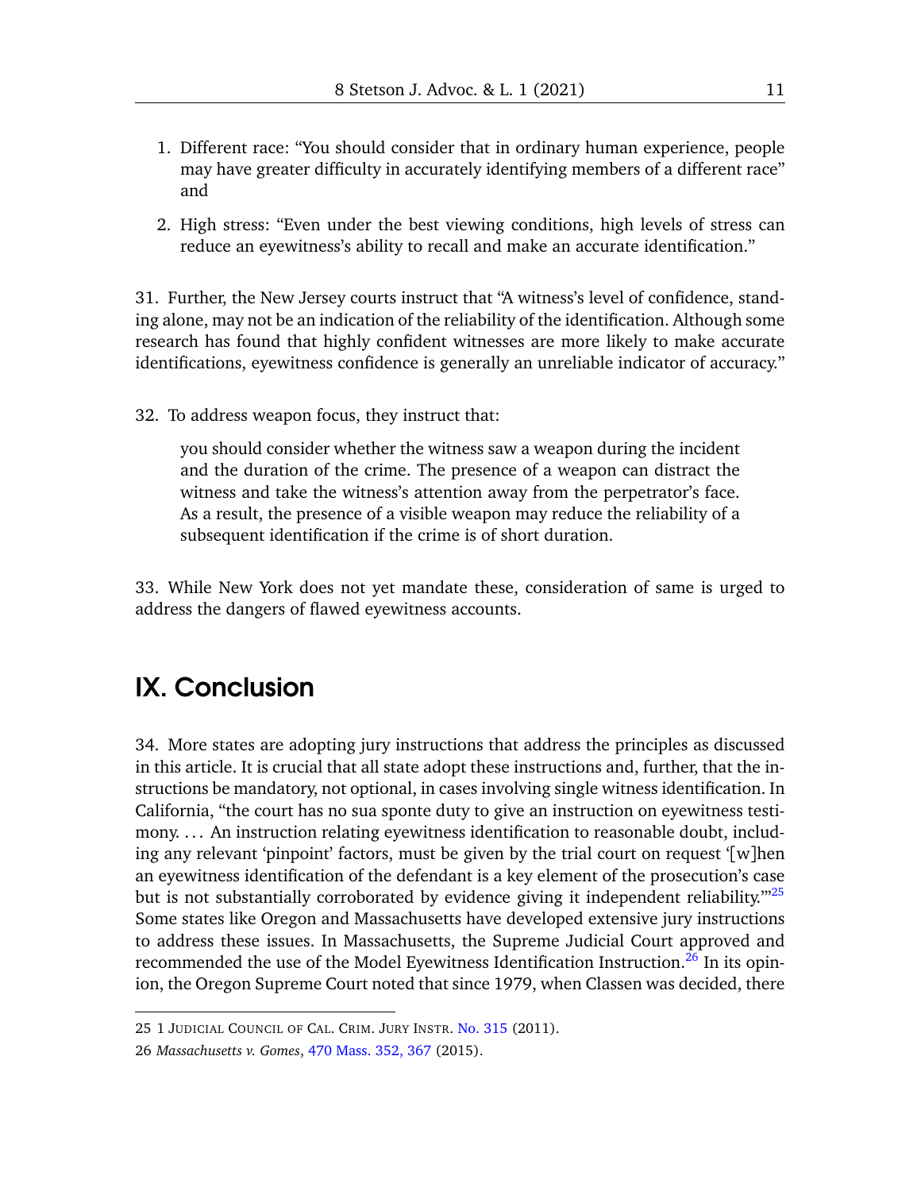1. Different race: "You should consider that in ordinary human experience, people may have greater difficulty in accurately identifying members of a different race" and
2. High stress: "Even under the best viewing conditions, high levels of stress can reduce an eyewitness's ability to recall and make an accurate identification."

31. Further, the New Jersey courts instruct that "A witness's level of confidence, standing alone, may not be an indication of the reliability of the identification. Although some research has found that highly confident witnesses are more likely to make accurate identifications, eyewitness confidence is generally an unreliable indicator of accuracy."

32. To address weapon focus, they instruct that:

> you should consider whether the witness saw a weapon during the incident and the duration of the crime. The presence of a weapon can distract the witness and take the witness's attention away from the perpetrator's face. As a result, the presence of a visible weapon may reduce the reliability of a subsequent identification if the crime is of short duration.

33. While New York does not yet mandate these, consideration of same is urged to address the dangers of flawed eyewitness accounts.

## IX. Conclusion

34. More states are adopting jury instructions that address the principles as discussed in this article. It is crucial that all state adopt these instructions and, further, that the instructions be mandatory, not optional, in cases involving single witness identification. In California, "the court has no sua sponte duty to give an instruction on eyewitness testimony. . . . An instruction relating eyewitness identification to reasonable doubt, including any relevant 'pinpoint' factors, must be given by the trial court on request '[w]hen an eyewitness identification of the defendant is a key element of the prosecution's case but is not substantially corroborated by evidence giving it independent reliability.'"[25] Some states like Oregon and Massachusetts have developed extensive jury instructions to address these issues. In Massachusetts, the Supreme Judicial Court approved and recommended the use of the Model Eyewitness Identification Instruction.[26] In its opinion, the Oregon Supreme Court noted that since 1979, when Classen was decided, there

---

25 1 Judicial Council of Cal. Crim. Jury Instr. No. 315 (2011).

26 *Massachusetts v. Gomes*, 470 Mass. 352, 367 (2015).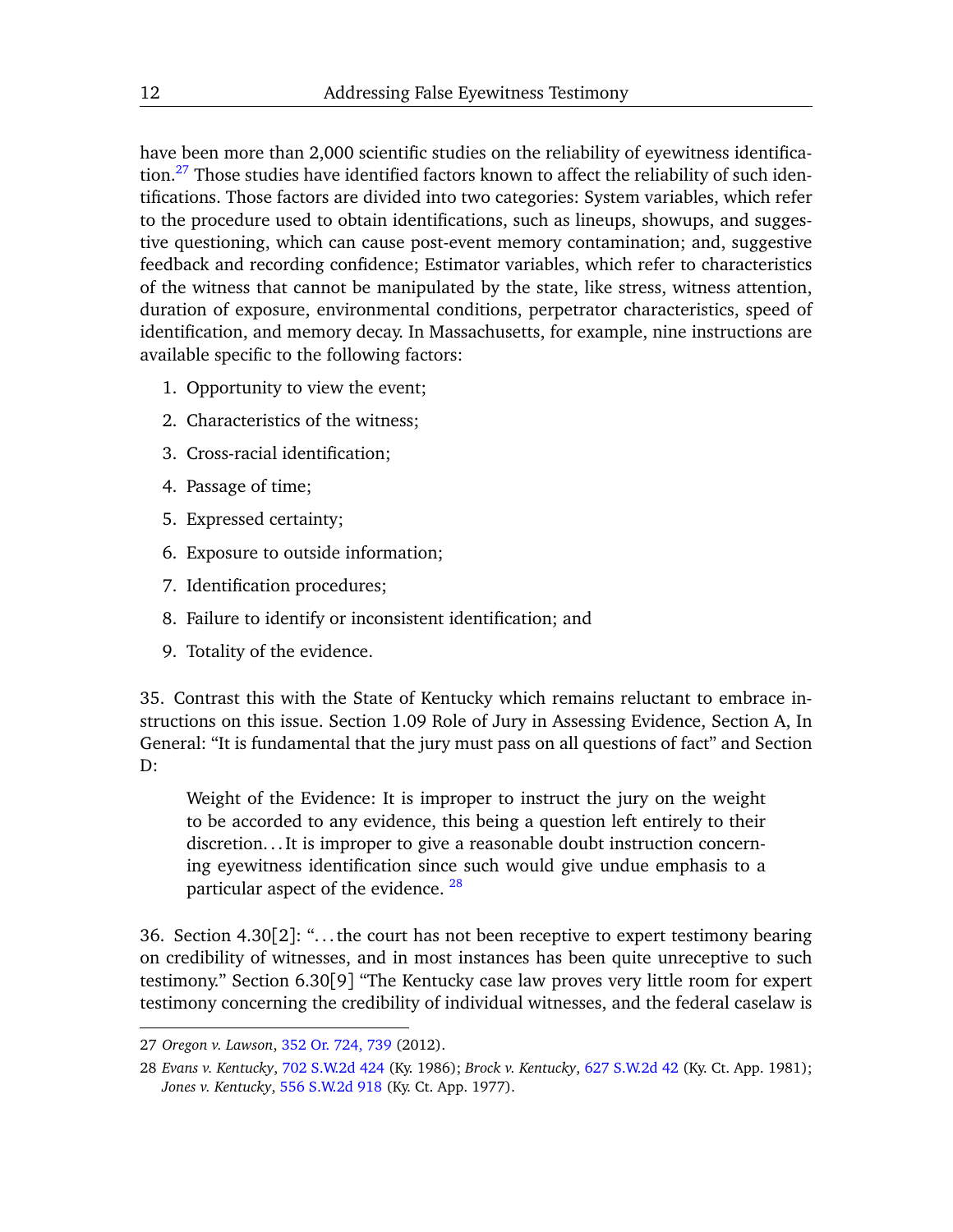have been more than 2,000 scientific studies on the reliability of eyewitness identification.[27] Those studies have identified factors known to affect the reliability of such identifications. Those factors are divided into two categories: System variables, which refer to the procedure used to obtain identifications, such as lineups, showups, and suggestive questioning, which can cause post-event memory contamination; and, suggestive feedback and recording confidence; Estimator variables, which refer to characteristics of the witness that cannot be manipulated by the state, like stress, witness attention, duration of exposure, environmental conditions, perpetrator characteristics, speed of identification, and memory decay. In Massachusetts, for example, nine instructions are available specific to the following factors:

1. Opportunity to view the event;
2. Characteristics of the witness;
3. Cross-racial identification;
4. Passage of time;
5. Expressed certainty;
6. Exposure to outside information;
7. Identification procedures;
8. Failure to identify or inconsistent identification; and
9. Totality of the evidence.

35. Contrast this with the State of Kentucky which remains reluctant to embrace instructions on this issue. Section 1.09 Role of Jury in Assessing Evidence, Section A, In General: "It is fundamental that the jury must pass on all questions of fact" and Section D:

> Weight of the Evidence: It is improper to instruct the jury on the weight to be accorded to any evidence, this being a question left entirely to their discretion. . . It is improper to give a reasonable doubt instruction concerning eyewitness identification since such would give undue emphasis to a particular aspect of the evidence. [28]

36. Section 4.30[2]: ". . . the court has not been receptive to expert testimony bearing on credibility of witnesses, and in most instances has been quite unreceptive to such testimony." Section 6.30[9] "The Kentucky case law proves very little room for expert testimony concerning the credibility of individual witnesses, and the federal caselaw is

---

27 *Oregon v. Lawson*, 352 Or. 724, 739 (2012).

28 *Evans v. Kentucky*, 702 S.W.2d 424 (Ky. 1986); *Brock v. Kentucky*, 627 S.W.2d 42 (Ky. Ct. App. 1981); *Jones v. Kentucky*, 556 S.W.2d 918 (Ky. Ct. App. 1977).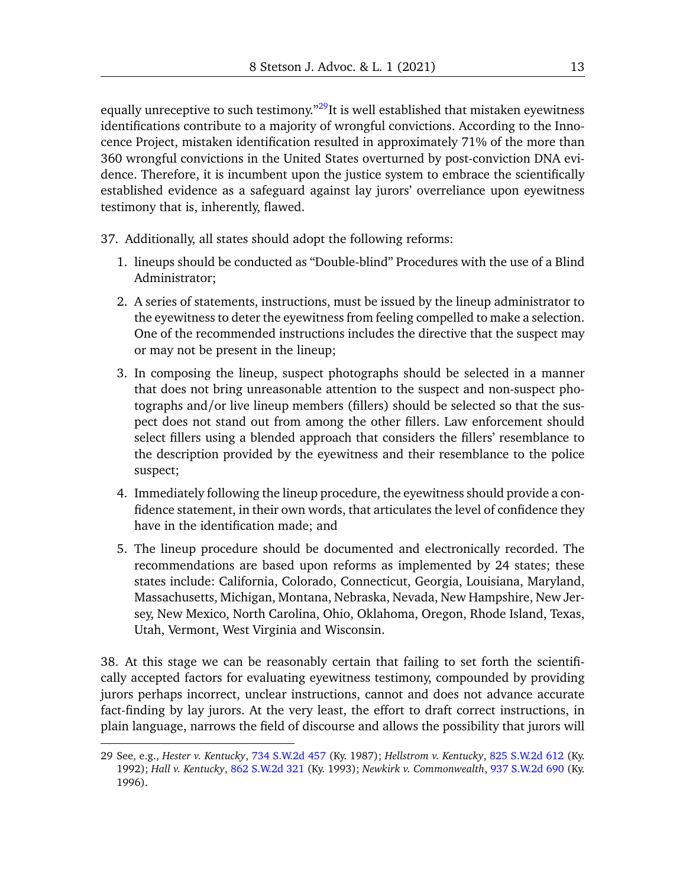equally unreceptive to such testimony."[29]It is well established that mistaken eyewitness identifications contribute to a majority of wrongful convictions. According to the Innocence Project, mistaken identification resulted in approximately 71% of the more than 360 wrongful convictions in the United States overturned by post-conviction DNA evidence. Therefore, it is incumbent upon the justice system to embrace the scientifically established evidence as a safeguard against lay jurors' overreliance upon eyewitness testimony that is, inherently, flawed.

37. Additionally, all states should adopt the following reforms:

1. lineups should be conducted as "Double-blind" Procedures with the use of a Blind Administrator;
2. A series of statements, instructions, must be issued by the lineup administrator to the eyewitness to deter the eyewitness from feeling compelled to make a selection. One of the recommended instructions includes the directive that the suspect may or may not be present in the lineup;
3. In composing the lineup, suspect photographs should be selected in a manner that does not bring unreasonable attention to the suspect and non-suspect photographs and/or live lineup members (fillers) should be selected so that the suspect does not stand out from among the other fillers. Law enforcement should select fillers using a blended approach that considers the fillers' resemblance to the description provided by the eyewitness and their resemblance to the police suspect;
4. Immediately following the lineup procedure, the eyewitness should provide a confidence statement, in their own words, that articulates the level of confidence they have in the identification made; and
5. The lineup procedure should be documented and electronically recorded. The recommendations are based upon reforms as implemented by 24 states; these states include: California, Colorado, Connecticut, Georgia, Louisiana, Maryland, Massachusetts, Michigan, Montana, Nebraska, Nevada, New Hampshire, New Jersey, New Mexico, North Carolina, Ohio, Oklahoma, Oregon, Rhode Island, Texas, Utah, Vermont, West Virginia and Wisconsin.

38. At this stage we can be reasonably certain that failing to set forth the scientifically accepted factors for evaluating eyewitness testimony, compounded by providing jurors perhaps incorrect, unclear instructions, cannot and does not advance accurate fact-finding by lay jurors. At the very least, the effort to draft correct instructions, in plain language, narrows the field of discourse and allows the possibility that jurors will

---

29 See, e.g., *Hester v. Kentucky*, 734 S.W.2d 457 (Ky. 1987); *Hellstrom v. Kentucky*, 825 S.W.2d 612 (Ky. 1992); *Hall v. Kentucky*, 862 S.W.2d 321 (Ky. 1993); *Newkirk v. Commonwealth*, 937 S.W.2d 690 (Ky. 1996).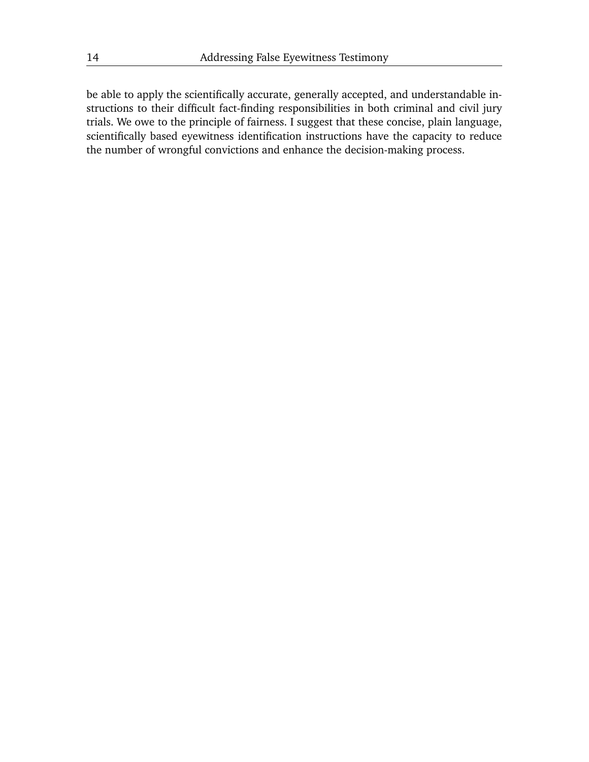be able to apply the scientifically accurate, generally accepted, and understandable instructions to their difficult fact-finding responsibilities in both criminal and civil jury trials. We owe to the principle of fairness. I suggest that these concise, plain language, scientifically based eyewitness identification instructions have the capacity to reduce the number of wrongful convictions and enhance the decision-making process.